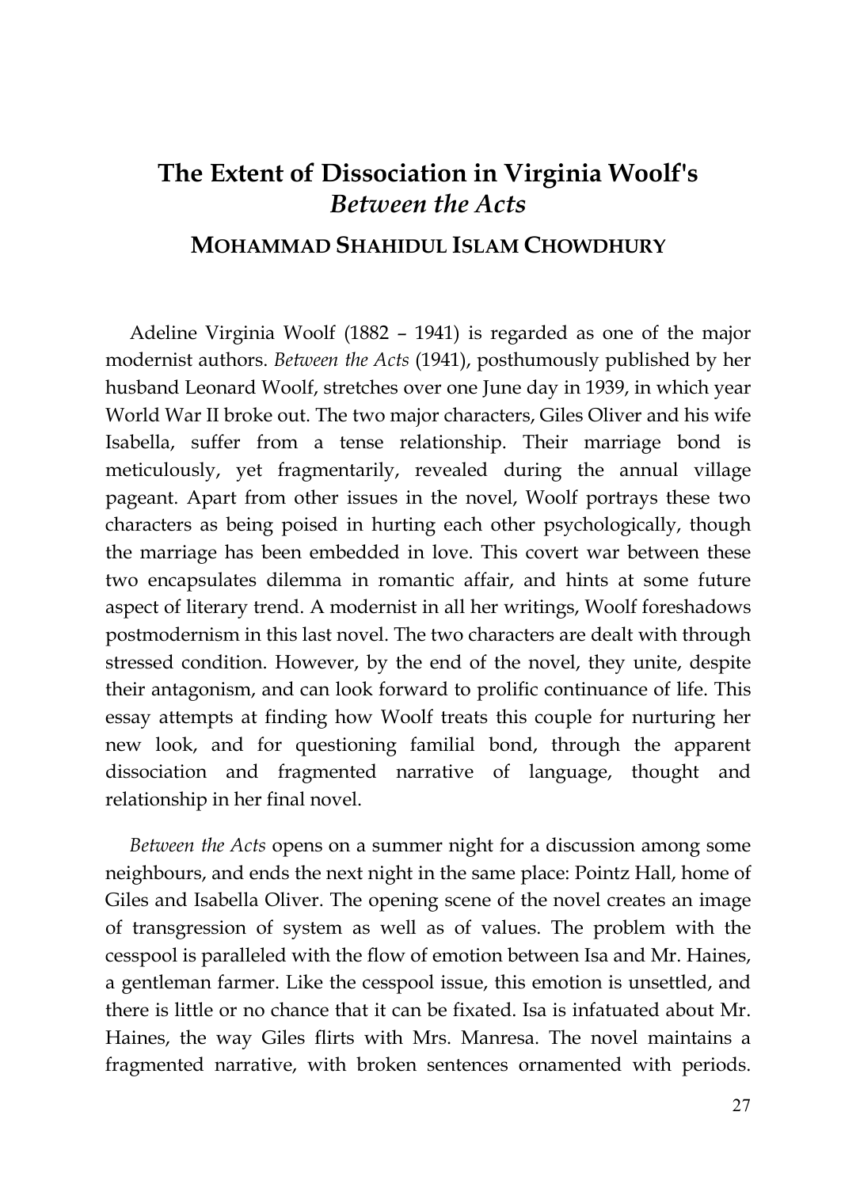# The Extent of Dissociation in Virginia Woolf's *Between the Acts*

## MOHAMMAD SHAHIDUL ISLAM CHOWDHURY

Adeline Virginia Woolf (1882 – 1941) is regarded as one of the major modernist authors. *Between the Acts* (1941), posthumously published by her husband Leonard Woolf, stretches over one June day in 1939, in which year World War II broke out. The two major characters, Giles Oliver and his wife Isabella, suffer from a tense relationship. Their marriage bond is meticulously, yet fragmentarily, revealed during the annual village pageant. Apart from other issues in the novel, Woolf portrays these two characters as being poised in hurting each other psychologically, though the marriage has been embedded in love. This covert war between these two encapsulates dilemma in romantic affair, and hints at some future aspect of literary trend. A modernist in all her writings, Woolf foreshadows postmodernism in this last novel. The two characters are dealt with through stressed condition. However, by the end of the novel, they unite, despite their antagonism, and can look forward to prolific continuance of life. This essay attempts at finding how Woolf treats this couple for nurturing her new look, and for questioning familial bond, through the apparent dissociation and fragmented narrative of language, thought and relationship in her final novel.

*Between the Acts* opens on a summer night for a discussion among some neighbours, and ends the next night in the same place: Pointz Hall, home of Giles and Isabella Oliver. The opening scene of the novel creates an image of transgression of system as well as of values. The problem with the cesspool is paralleled with the flow of emotion between Isa and Mr. Haines, a gentleman farmer. Like the cesspool issue, this emotion is unsettled, and there is little or no chance that it can be fixated. Isa is infatuated about Mr. Haines, the way Giles flirts with Mrs. Manresa. The novel maintains a fragmented narrative, with broken sentences ornamented with periods.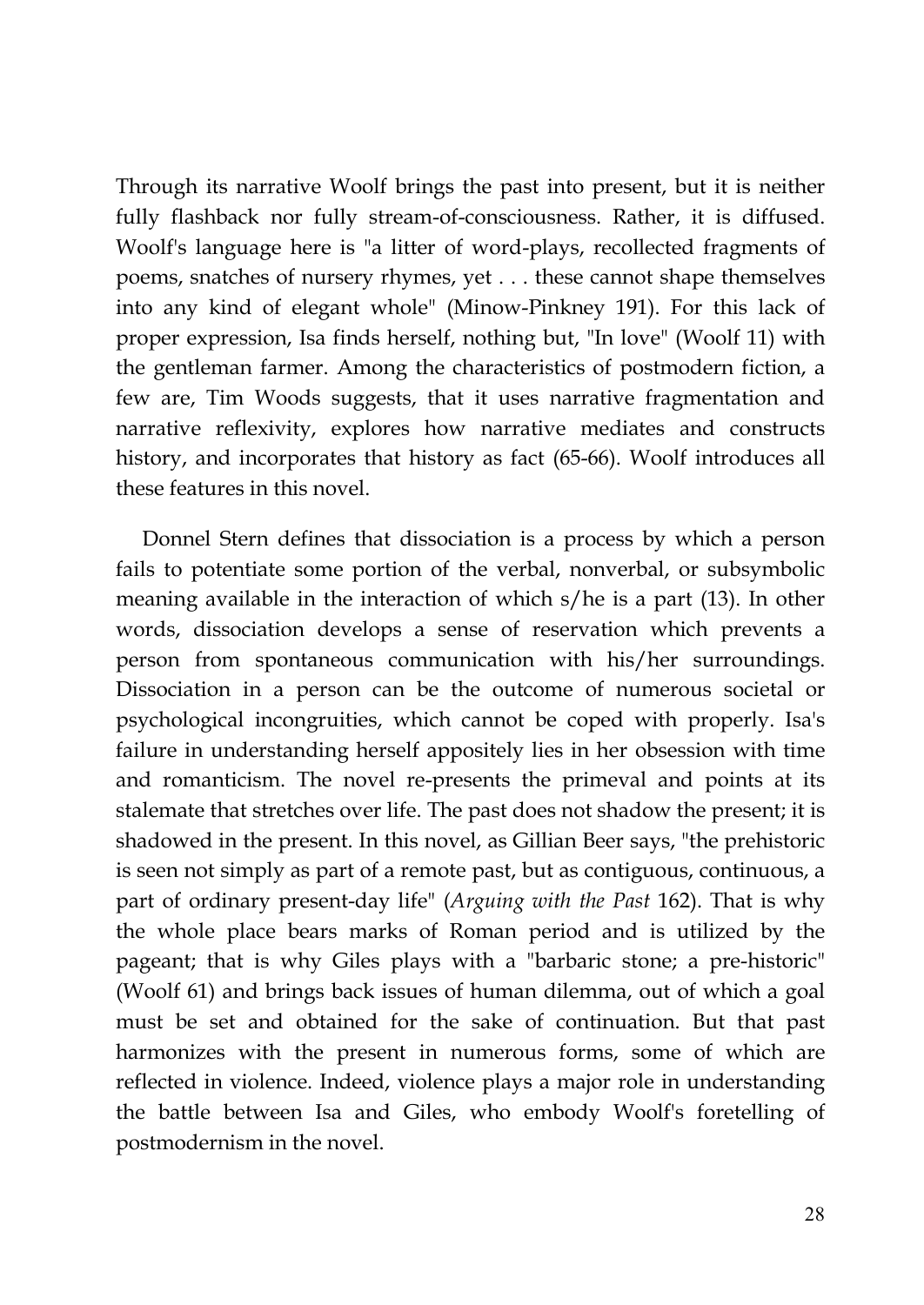Through its narrative Woolf brings the past into present, but it is neither fully flashback nor fully stream-of-consciousness. Rather, it is diffused. Woolf's language here is "a litter of word-plays, recollected fragments of poems, snatches of nursery rhymes, yet . . . these cannot shape themselves into any kind of elegant whole" (Minow-Pinkney 191). For this lack of proper expression, Isa finds herself, nothing but, "In love" (Woolf 11) with the gentleman farmer. Among the characteristics of postmodern fiction, a few are, Tim Woods suggests, that it uses narrative fragmentation and narrative reflexivity, explores how narrative mediates and constructs history, and incorporates that history as fact (65-66). Woolf introduces all these features in this novel.

Donnel Stern defines that dissociation is a process by which a person fails to potentiate some portion of the verbal, nonverbal, or subsymbolic meaning available in the interaction of which s/he is a part (13). In other words, dissociation develops a sense of reservation which prevents a person from spontaneous communication with his/her surroundings. Dissociation in a person can be the outcome of numerous societal or psychological incongruities, which cannot be coped with properly. Isa's failure in understanding herself appositely lies in her obsession with time and romanticism. The novel re-presents the primeval and points at its stalemate that stretches over life. The past does not shadow the present; it is shadowed in the present. In this novel, as Gillian Beer says, "the prehistoric is seen not simply as part of a remote past, but as contiguous, continuous, a part of ordinary present-day life" (*Arguing with the Past* 162). That is why the whole place bears marks of Roman period and is utilized by the pageant; that is why Giles plays with a "barbaric stone; a pre-historic" (Woolf 61) and brings back issues of human dilemma, out of which a goal must be set and obtained for the sake of continuation. But that past harmonizes with the present in numerous forms, some of which are reflected in violence. Indeed, violence plays a major role in understanding the battle between Isa and Giles, who embody Woolf's foretelling of postmodernism in the novel.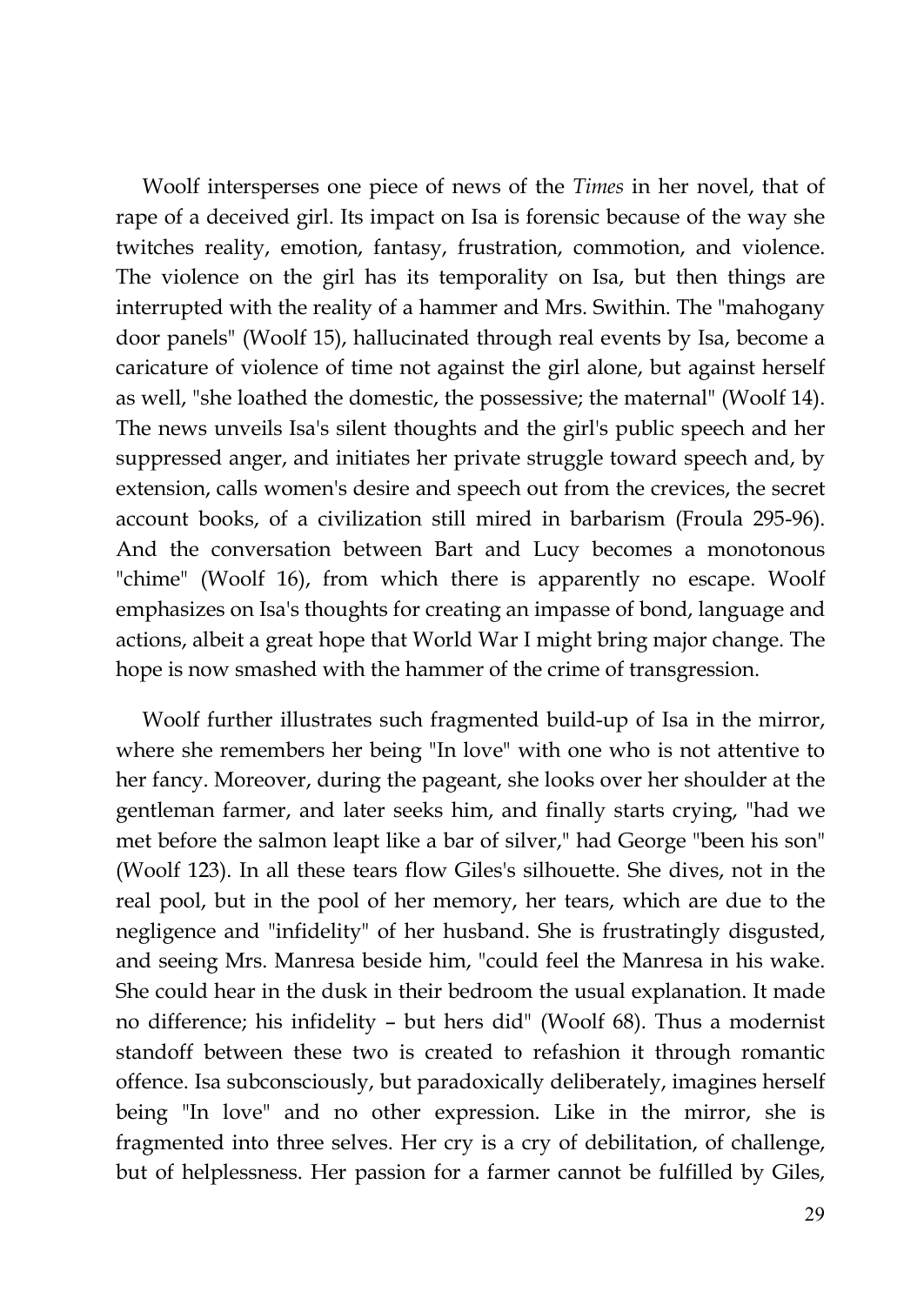Woolf intersperses one piece of news of the *Times* in her novel, that of rape of a deceived girl. Its impact on Isa is forensic because of the way she twitches reality, emotion, fantasy, frustration, commotion, and violence. The violence on the girl has its temporality on Isa, but then things are interrupted with the reality of a hammer and Mrs. Swithin. The "mahogany door panels" (Woolf 15), hallucinated through real events by Isa, become a caricature of violence of time not against the girl alone, but against herself as well, "she loathed the domestic, the possessive; the maternal" (Woolf 14). The news unveils Isa's silent thoughts and the girl's public speech and her suppressed anger, and initiates her private struggle toward speech and, by extension, calls women's desire and speech out from the crevices, the secret account books, of a civilization still mired in barbarism (Froula 295-96). And the conversation between Bart and Lucy becomes a monotonous "chime" (Woolf 16), from which there is apparently no escape. Woolf emphasizes on Isa's thoughts for creating an impasse of bond, language and actions, albeit a great hope that World War I might bring major change. The hope is now smashed with the hammer of the crime of transgression.

Woolf further illustrates such fragmented build-up of Isa in the mirror, where she remembers her being "In love" with one who is not attentive to her fancy. Moreover, during the pageant, she looks over her shoulder at the gentleman farmer, and later seeks him, and finally starts crying, "had we met before the salmon leapt like a bar of silver," had George "been his son" (Woolf 123). In all these tears flow Giles's silhouette. She dives, not in the real pool, but in the pool of her memory, her tears, which are due to the negligence and "infidelity" of her husband. She is frustratingly disgusted, and seeing Mrs. Manresa beside him, "could feel the Manresa in his wake. She could hear in the dusk in their bedroom the usual explanation. It made no difference; his infidelity – but hers did" (Woolf 68). Thus a modernist standoff between these two is created to refashion it through romantic offence. Isa subconsciously, but paradoxically deliberately, imagines herself being "In love" and no other expression. Like in the mirror, she is fragmented into three selves. Her cry is a cry of debilitation, of challenge, but of helplessness. Her passion for a farmer cannot be fulfilled by Giles,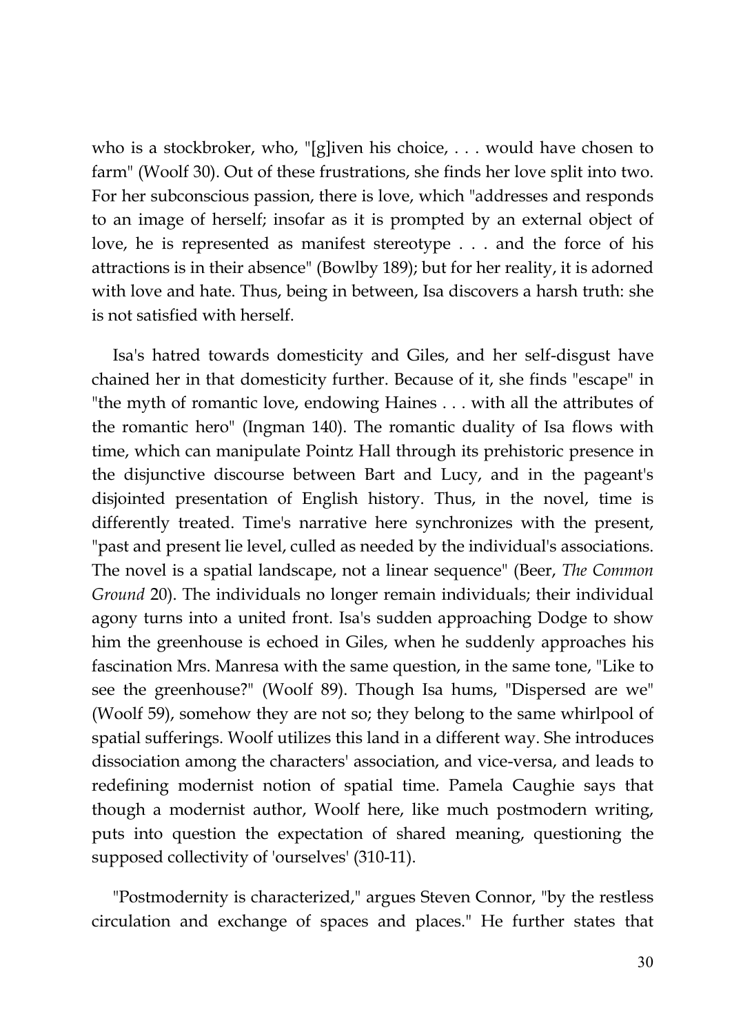who is a stockbroker, who, "[g]iven his choice, . . . would have chosen to farm" (Woolf 30). Out of these frustrations, she finds her love split into two. For her subconscious passion, there is love, which "addresses and responds to an image of herself; insofar as it is prompted by an external object of love, he is represented as manifest stereotype . . . and the force of his attractions is in their absence" (Bowlby 189); but for her reality, it is adorned with love and hate. Thus, being in between, Isa discovers a harsh truth: she is not satisfied with herself.

Isa's hatred towards domesticity and Giles, and her self-disgust have chained her in that domesticity further. Because of it, she finds "escape" in "the myth of romantic love, endowing Haines . . . with all the attributes of the romantic hero" (Ingman 140). The romantic duality of Isa flows with time, which can manipulate Pointz Hall through its prehistoric presence in the disjunctive discourse between Bart and Lucy, and in the pageant's disjointed presentation of English history. Thus, in the novel, time is differently treated. Time's narrative here synchronizes with the present, "past and present lie level, culled as needed by the individual's associations. The novel is a spatial landscape, not a linear sequence" (Beer, *The Common Ground* 20). The individuals no longer remain individuals; their individual agony turns into a united front. Isa's sudden approaching Dodge to show him the greenhouse is echoed in Giles, when he suddenly approaches his fascination Mrs. Manresa with the same question, in the same tone, "Like to see the greenhouse?" (Woolf 89). Though Isa hums, "Dispersed are we" (Woolf 59), somehow they are not so; they belong to the same whirlpool of spatial sufferings. Woolf utilizes this land in a different way. She introduces dissociation among the characters' association, and vice-versa, and leads to redefining modernist notion of spatial time. Pamela Caughie says that though a modernist author, Woolf here, like much postmodern writing, puts into question the expectation of shared meaning, questioning the supposed collectivity of 'ourselves' (310-11).

"Postmodernity is characterized," argues Steven Connor, "by the restless circulation and exchange of spaces and places." He further states that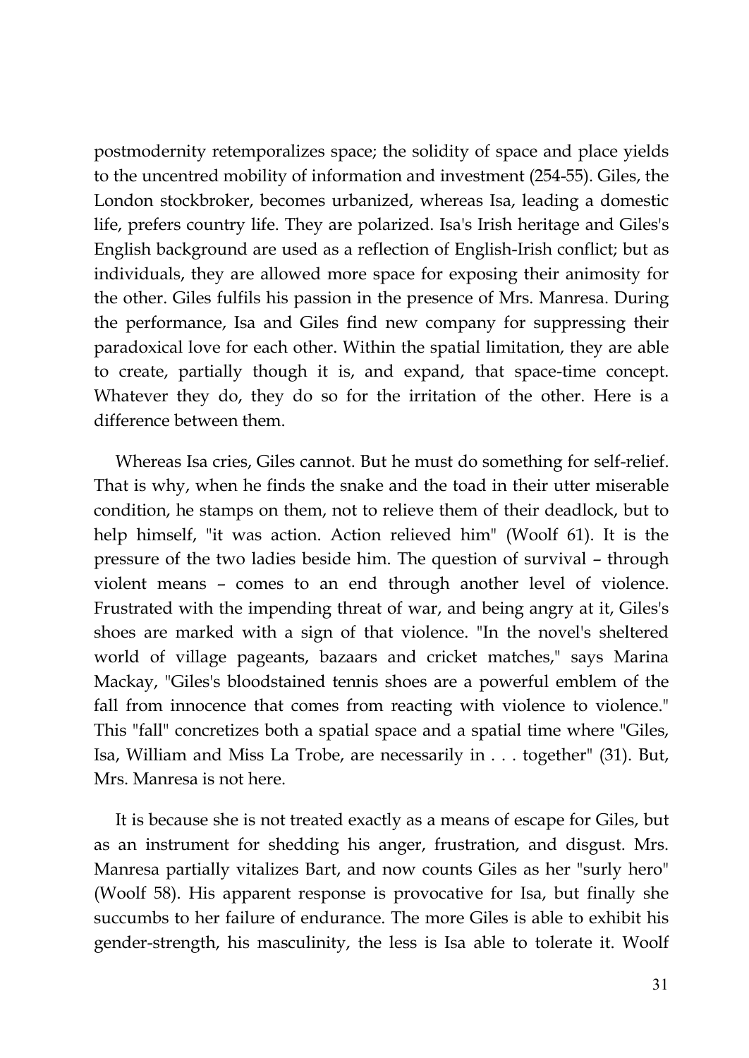postmodernity retemporalizes space; the solidity of space and place yields to the uncentred mobility of information and investment (254-55). Giles, the London stockbroker, becomes urbanized, whereas Isa, leading a domestic life, prefers country life. They are polarized. Isa's Irish heritage and Giles's English background are used as a reflection of English-Irish conflict; but as individuals, they are allowed more space for exposing their animosity for the other. Giles fulfils his passion in the presence of Mrs. Manresa. During the performance, Isa and Giles find new company for suppressing their paradoxical love for each other. Within the spatial limitation, they are able to create, partially though it is, and expand, that space-time concept. Whatever they do, they do so for the irritation of the other. Here is a difference between them.

Whereas Isa cries, Giles cannot. But he must do something for self-relief. That is why, when he finds the snake and the toad in their utter miserable condition, he stamps on them, not to relieve them of their deadlock, but to help himself, "it was action. Action relieved him" (Woolf 61). It is the pressure of the two ladies beside him. The question of survival – through violent means – comes to an end through another level of violence. Frustrated with the impending threat of war, and being angry at it, Giles's shoes are marked with a sign of that violence. "In the novel's sheltered world of village pageants, bazaars and cricket matches," says Marina Mackay, "Giles's bloodstained tennis shoes are a powerful emblem of the fall from innocence that comes from reacting with violence to violence." This "fall" concretizes both a spatial space and a spatial time where "Giles, Isa, William and Miss La Trobe, are necessarily in . . . together" (31). But, Mrs. Manresa is not here.

It is because she is not treated exactly as a means of escape for Giles, but as an instrument for shedding his anger, frustration, and disgust. Mrs. Manresa partially vitalizes Bart, and now counts Giles as her "surly hero" (Woolf 58). His apparent response is provocative for Isa, but finally she succumbs to her failure of endurance. The more Giles is able to exhibit his gender-strength, his masculinity, the less is Isa able to tolerate it. Woolf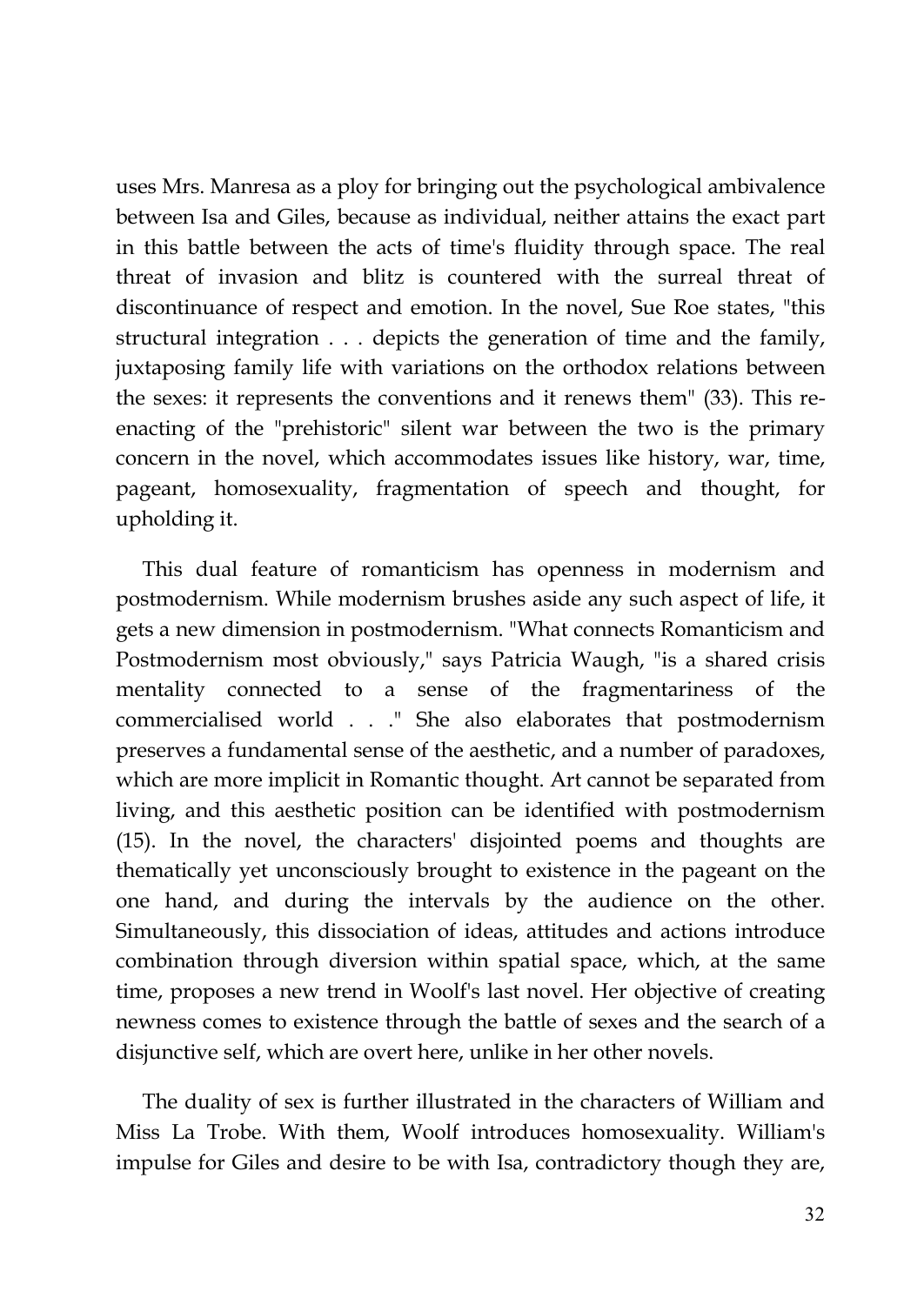uses Mrs. Manresa as a ploy for bringing out the psychological ambivalence between Isa and Giles, because as individual, neither attains the exact part in this battle between the acts of time's fluidity through space. The real threat of invasion and blitz is countered with the surreal threat of discontinuance of respect and emotion. In the novel, Sue Roe states, "this structural integration . . . depicts the generation of time and the family, juxtaposing family life with variations on the orthodox relations between the sexes: it represents the conventions and it renews them" (33). This re-enacting of the "prehistoric" silent war between the two is the primary concern in the novel, which accommodates issues like history, war, time, pageant, homosexuality, fragmentation of speech and thought, for upholding it.

This dual feature of romanticism has openness in modernism and postmodernism. While modernism brushes aside any such aspect of life, it gets a new dimension in postmodernism. "What connects Romanticism and Postmodernism most obviously," says Patricia Waugh, "is a shared crisis mentality connected to a sense of the fragmentariness of the commercialised world . . ." She also elaborates that postmodernism preserves a fundamental sense of the aesthetic, and a number of paradoxes, which are more implicit in Romantic thought. Art cannot be separated from living, and this aesthetic position can be identified with postmodernism (15). In the novel, the characters' disjointed poems and thoughts are thematically yet unconsciously brought to existence in the pageant on the one hand, and during the intervals by the audience on the other. Simultaneously, this dissociation of ideas, attitudes and actions introduce combination through diversion within spatial space, which, at the same time, proposes a new trend in Woolf's last novel. Her objective of creating newness comes to existence through the battle of sexes and the search of a disjunctive self, which are overt here, unlike in her other novels.

The duality of sex is further illustrated in the characters of William and Miss La Trobe. With them, Woolf introduces homosexuality. William's impulse for Giles and desire to be with Isa, contradictory though they are,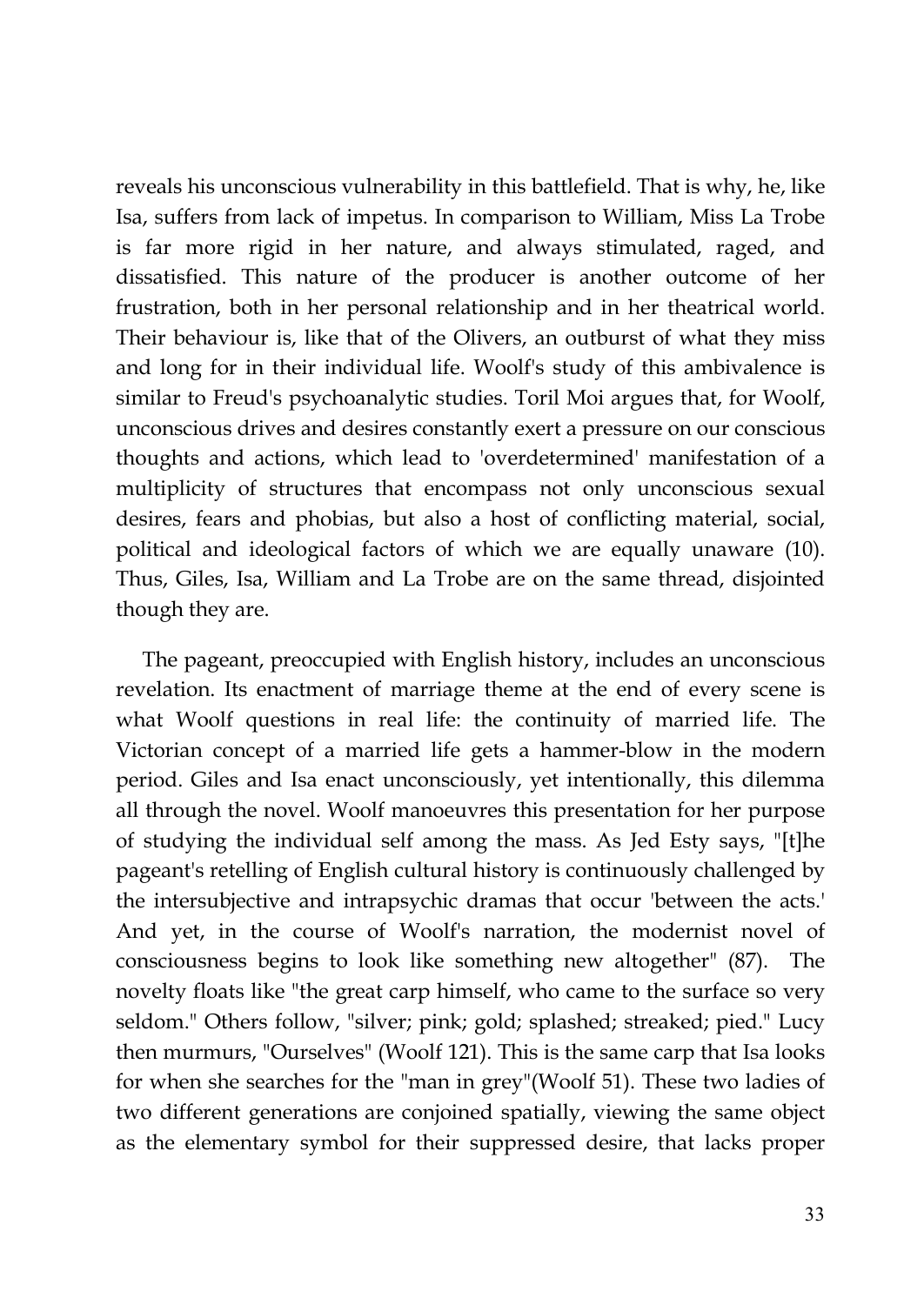reveals his unconscious vulnerability in this battlefield. That is why, he, like Isa, suffers from lack of impetus. In comparison to William, Miss La Trobe is far more rigid in her nature, and always stimulated, raged, and dissatisfied. This nature of the producer is another outcome of her frustration, both in her personal relationship and in her theatrical world. Their behaviour is, like that of the Olivers, an outburst of what they miss and long for in their individual life. Woolf's study of this ambivalence is similar to Freud's psychoanalytic studies. Toril Moi argues that, for Woolf, unconscious drives and desires constantly exert a pressure on our conscious thoughts and actions, which lead to 'overdetermined' manifestation of a multiplicity of structures that encompass not only unconscious sexual desires, fears and phobias, but also a host of conflicting material, social, political and ideological factors of which we are equally unaware (10). Thus, Giles, Isa, William and La Trobe are on the same thread, disjointed though they are.

The pageant, preoccupied with English history, includes an unconscious revelation. Its enactment of marriage theme at the end of every scene is what Woolf questions in real life: the continuity of married life. The Victorian concept of a married life gets a hammer-blow in the modern period. Giles and Isa enact unconsciously, yet intentionally, this dilemma all through the novel. Woolf manoeuvres this presentation for her purpose of studying the individual self among the mass. As Jed Esty says, "[t]he pageant's retelling of English cultural history is continuously challenged by the intersubjective and intrapsychic dramas that occur 'between the acts.' And yet, in the course of Woolf's narration, the modernist novel of consciousness begins to look like something new altogether" (87). The novelty floats like "the great carp himself, who came to the surface so very seldom." Others follow, "silver; pink; gold; splashed; streaked; pied." Lucy then murmurs, "Ourselves" (Woolf 121). This is the same carp that Isa looks for when she searches for the "man in grey"(Woolf 51). These two ladies of two different generations are conjoined spatially, viewing the same object as the elementary symbol for their suppressed desire, that lacks proper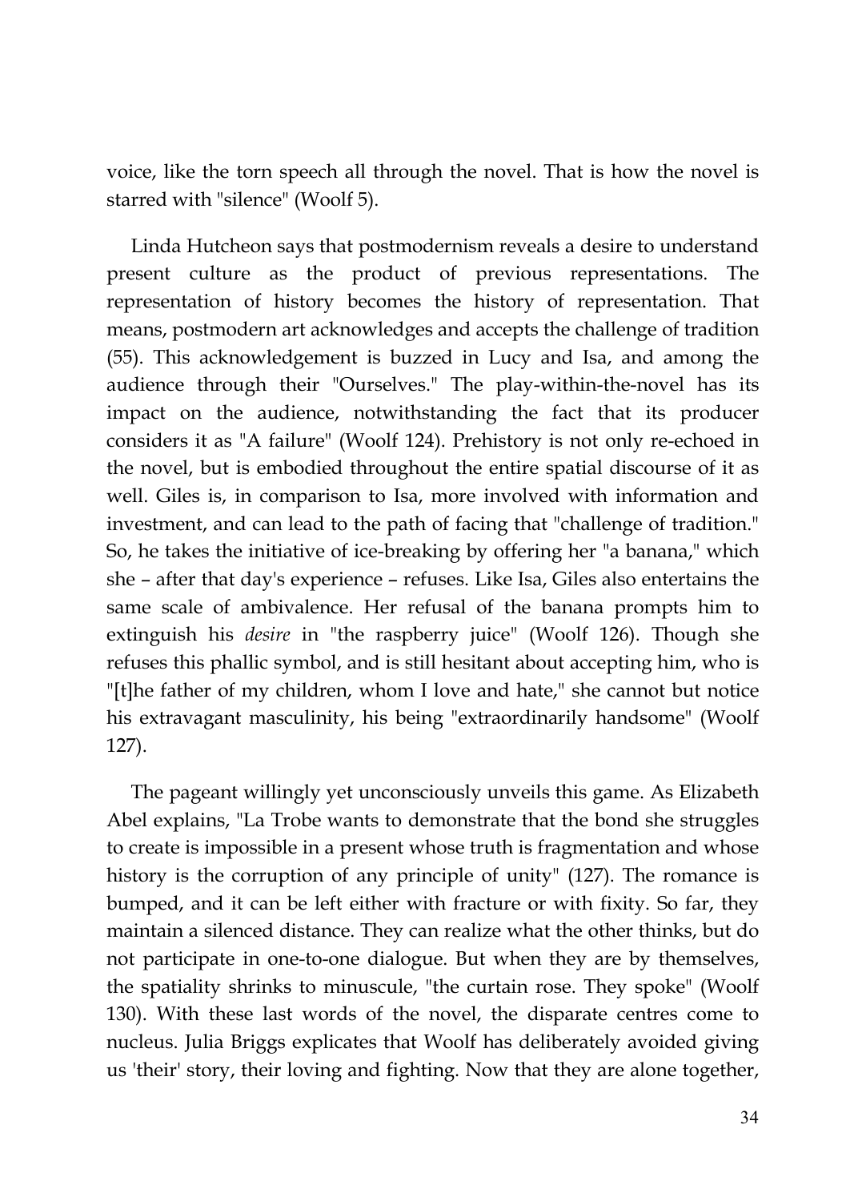voice, like the torn speech all through the novel. That is how the novel is starred with "silence" (Woolf 5).

Linda Hutcheon says that postmodernism reveals a desire to understand present culture as the product of previous representations. The representation of history becomes the history of representation. That means, postmodern art acknowledges and accepts the challenge of tradition (55). This acknowledgement is buzzed in Lucy and Isa, and among the audience through their "Ourselves." The play-within-the-novel has its impact on the audience, notwithstanding the fact that its producer considers it as "A failure" (Woolf 124). Prehistory is not only re-echoed in the novel, but is embodied throughout the entire spatial discourse of it as well. Giles is, in comparison to Isa, more involved with information and investment, and can lead to the path of facing that "challenge of tradition." So, he takes the initiative of ice-breaking by offering her "a banana," which she – after that day's experience – refuses. Like Isa, Giles also entertains the same scale of ambivalence. Her refusal of the banana prompts him to extinguish his *desire* in "the raspberry juice" (Woolf 126). Though she refuses this phallic symbol, and is still hesitant about accepting him, who is "[t]he father of my children, whom I love and hate," she cannot but notice his extravagant masculinity, his being "extraordinarily handsome" (Woolf 127).

The pageant willingly yet unconsciously unveils this game. As Elizabeth Abel explains, "La Trobe wants to demonstrate that the bond she struggles to create is impossible in a present whose truth is fragmentation and whose history is the corruption of any principle of unity" (127). The romance is bumped, and it can be left either with fracture or with fixity. So far, they maintain a silenced distance. They can realize what the other thinks, but do not participate in one-to-one dialogue. But when they are by themselves, the spatiality shrinks to minuscule, "the curtain rose. They spoke" (Woolf 130). With these last words of the novel, the disparate centres come to nucleus. Julia Briggs explicates that Woolf has deliberately avoided giving us 'their' story, their loving and fighting. Now that they are alone together,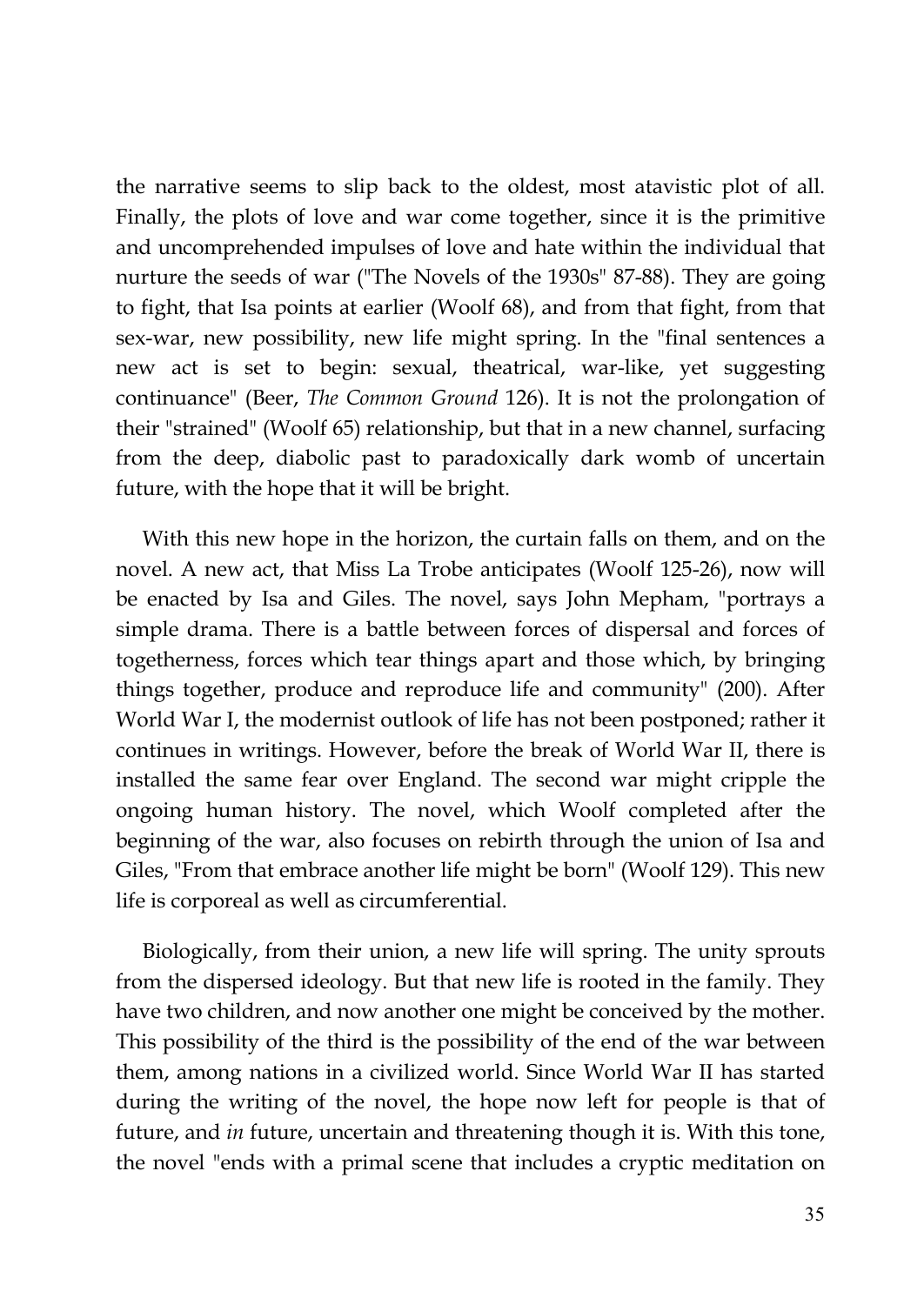the narrative seems to slip back to the oldest, most atavistic plot of all. Finally, the plots of love and war come together, since it is the primitive and uncomprehended impulses of love and hate within the individual that nurture the seeds of war ("The Novels of the 1930s" 87-88). They are going to fight, that Isa points at earlier (Woolf 68), and from that fight, from that sex-war, new possibility, new life might spring. In the "final sentences a new act is set to begin: sexual, theatrical, war-like, yet suggesting continuance" (Beer, *The Common Ground* 126). It is not the prolongation of their "strained" (Woolf 65) relationship, but that in a new channel, surfacing from the deep, diabolic past to paradoxically dark womb of uncertain future, with the hope that it will be bright.

With this new hope in the horizon, the curtain falls on them, and on the novel. A new act, that Miss La Trobe anticipates (Woolf 125-26), now will be enacted by Isa and Giles. The novel, says John Mepham, "portrays a simple drama. There is a battle between forces of dispersal and forces of togetherness, forces which tear things apart and those which, by bringing things together, produce and reproduce life and community" (200). After World War I, the modernist outlook of life has not been postponed; rather it continues in writings. However, before the break of World War II, there is installed the same fear over England. The second war might cripple the ongoing human history. The novel, which Woolf completed after the beginning of the war, also focuses on rebirth through the union of Isa and Giles, "From that embrace another life might be born" (Woolf 129). This new life is corporeal as well as circumferential.

Biologically, from their union, a new life will spring. The unity sprouts from the dispersed ideology. But that new life is rooted in the family. They have two children, and now another one might be conceived by the mother. This possibility of the third is the possibility of the end of the war between them, among nations in a civilized world. Since World War II has started during the writing of the novel, the hope now left for people is that of future, and *in* future, uncertain and threatening though it is. With this tone, the novel "ends with a primal scene that includes a cryptic meditation on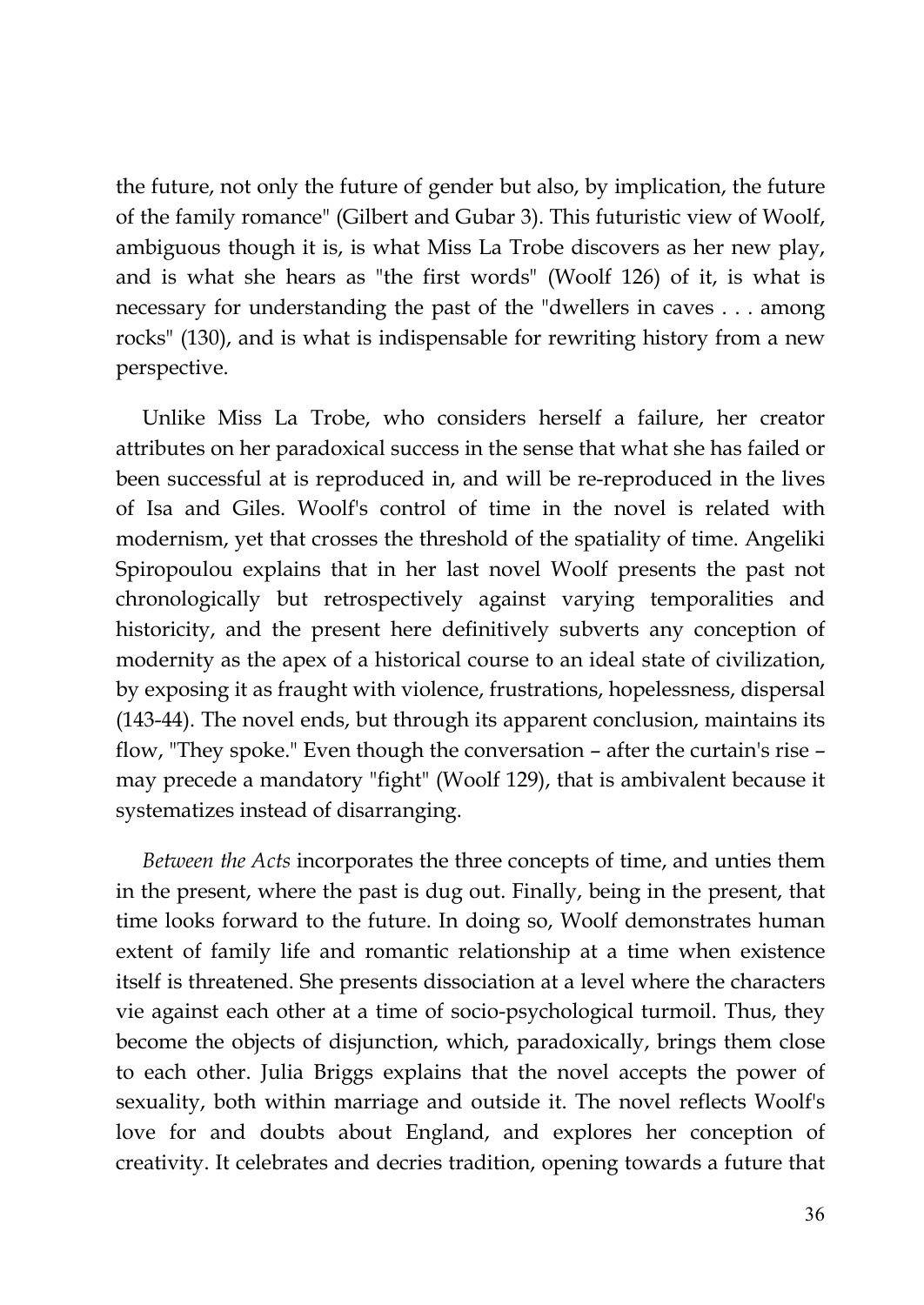the future, not only the future of gender but also, by implication, the future of the family romance" (Gilbert and Gubar 3). This futuristic view of Woolf, ambiguous though it is, is what Miss La Trobe discovers as her new play, and is what she hears as "the first words" (Woolf 126) of it, is what is necessary for understanding the past of the "dwellers in caves . . . among rocks" (130), and is what is indispensable for rewriting history from a new perspective.

Unlike Miss La Trobe, who considers herself a failure, her creator attributes on her paradoxical success in the sense that what she has failed or been successful at is reproduced in, and will be re-reproduced in the lives of Isa and Giles. Woolf's control of time in the novel is related with modernism, yet that crosses the threshold of the spatiality of time. Angeliki Spiropoulou explains that in her last novel Woolf presents the past not chronologically but retrospectively against varying temporalities and historicity, and the present here definitively subverts any conception of modernity as the apex of a historical course to an ideal state of civilization, by exposing it as fraught with violence, frustrations, hopelessness, dispersal (143-44). The novel ends, but through its apparent conclusion, maintains its flow, "They spoke." Even though the conversation – after the curtain's rise – may precede a mandatory "fight" (Woolf 129), that is ambivalent because it systematizes instead of disarranging.

*Between the Acts* incorporates the three concepts of time, and unties them in the present, where the past is dug out. Finally, being in the present, that time looks forward to the future. In doing so, Woolf demonstrates human extent of family life and romantic relationship at a time when existence itself is threatened. She presents dissociation at a level where the characters vie against each other at a time of socio-psychological turmoil. Thus, they become the objects of disjunction, which, paradoxically, brings them close to each other. Julia Briggs explains that the novel accepts the power of sexuality, both within marriage and outside it. The novel reflects Woolf's love for and doubts about England, and explores her conception of creativity. It celebrates and decries tradition, opening towards a future that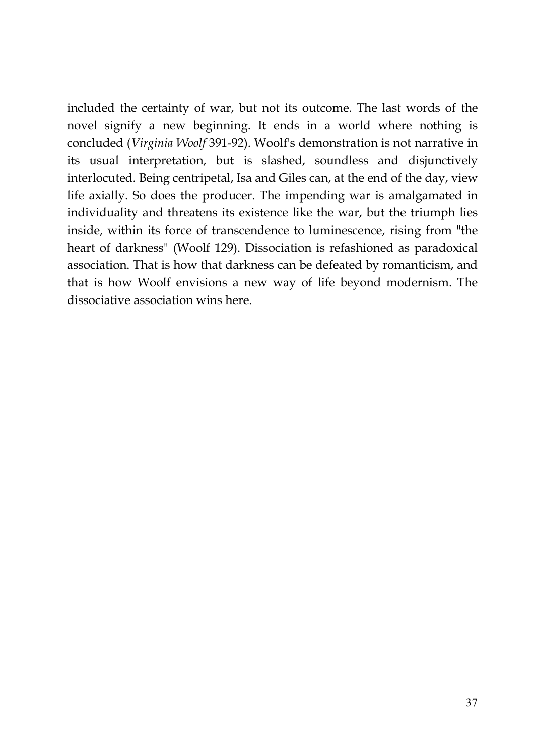included the certainty of war, but not its outcome. The last words of the novel signify a new beginning. It ends in a world where nothing is concluded (*Virginia Woolf* 391-92). Woolf's demonstration is not narrative in its usual interpretation, but is slashed, soundless and disjunctively interlocuted. Being centripetal, Isa and Giles can, at the end of the day, view life axially. So does the producer. The impending war is amalgamated in individuality and threatens its existence like the war, but the triumph lies inside, within its force of transcendence to luminescence, rising from "the heart of darkness" (Woolf 129). Dissociation is refashioned as paradoxical association. That is how that darkness can be defeated by romanticism, and that is how Woolf envisions a new way of life beyond modernism. The dissociative association wins here.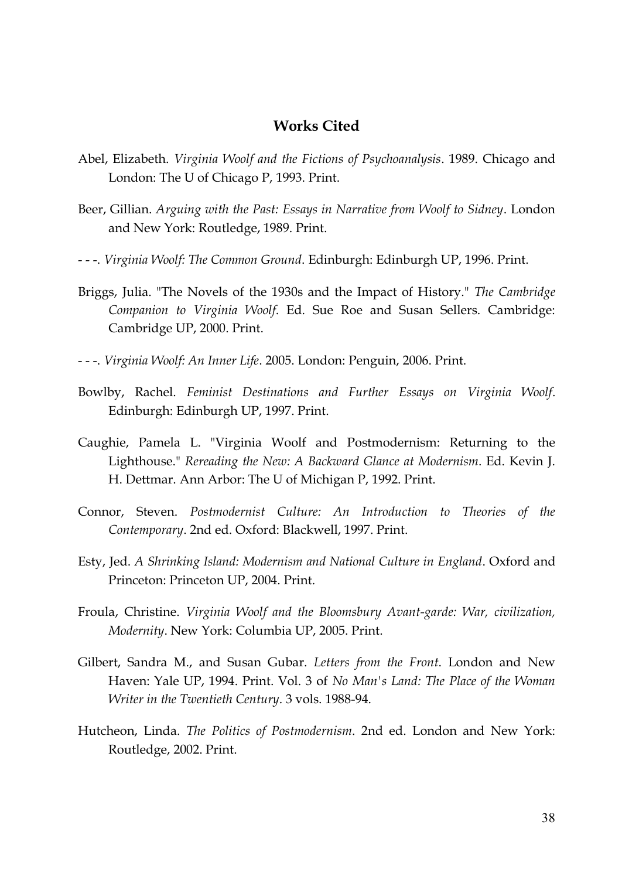## Works Cited

Abel, Elizabeth. *Virginia Woolf and the Fictions of Psychoanalysis*. 1989. Chicago and London: The U of Chicago P, 1993. Print.

Beer, Gillian. *Arguing with the Past: Essays in Narrative from Woolf to Sidney*. London and New York: Routledge, 1989. Print.

- - -. *Virginia Woolf: The Common Ground*. Edinburgh: Edinburgh UP, 1996. Print.

Briggs, Julia. "The Novels of the 1930s and the Impact of History." *The Cambridge Companion to Virginia Woolf*. Ed. Sue Roe and Susan Sellers. Cambridge: Cambridge UP, 2000. Print.

- - -. *Virginia Woolf: An Inner Life*. 2005. London: Penguin, 2006. Print.

Bowlby, Rachel. *Feminist Destinations and Further Essays on Virginia Woolf*. Edinburgh: Edinburgh UP, 1997. Print.

Caughie, Pamela L. "Virginia Woolf and Postmodernism: Returning to the Lighthouse." *Rereading the New: A Backward Glance at Modernism*. Ed. Kevin J. H. Dettmar. Ann Arbor: The U of Michigan P, 1992. Print.

Connor, Steven. *Postmodernist Culture: An Introduction to Theories of the Contemporary*. 2nd ed. Oxford: Blackwell, 1997. Print.

Esty, Jed. *A Shrinking Island: Modernism and National Culture in England*. Oxford and Princeton: Princeton UP, 2004. Print.

Froula, Christine. *Virginia Woolf and the Bloomsbury Avant-garde: War, civilization, Modernity*. New York: Columbia UP, 2005. Print.

Gilbert, Sandra M., and Susan Gubar. *Letters from the Front*. London and New Haven: Yale UP, 1994. Print. Vol. 3 of *No Man's Land: The Place of the Woman Writer in the Twentieth Century*. 3 vols. 1988-94.

Hutcheon, Linda. *The Politics of Postmodernism*. 2nd ed. London and New York: Routledge, 2002. Print.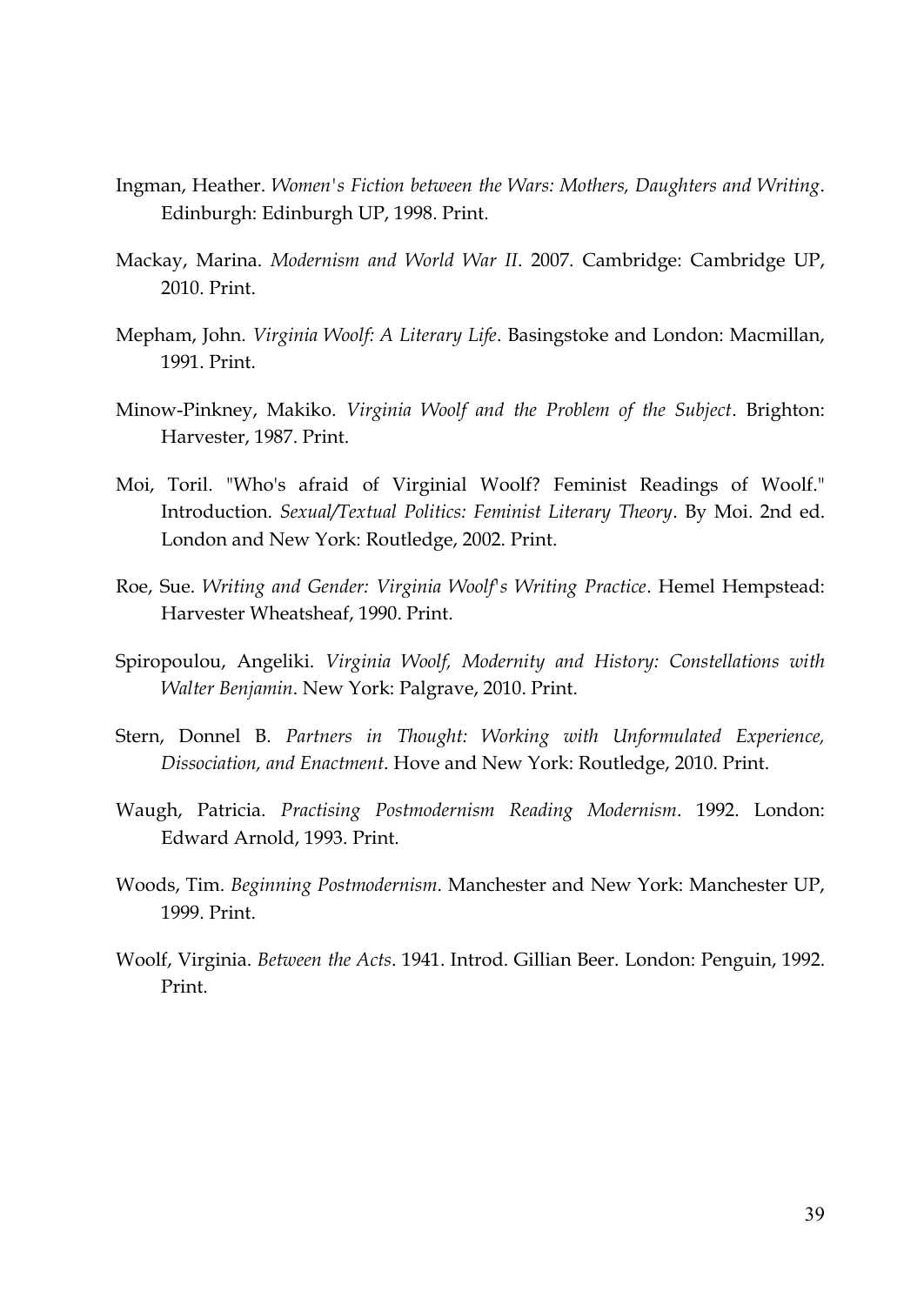Ingman, Heather. *Women's Fiction between the Wars: Mothers, Daughters and Writing*. Edinburgh: Edinburgh UP, 1998. Print.

Mackay, Marina. *Modernism and World War II*. 2007. Cambridge: Cambridge UP, 2010. Print.

Mepham, John. *Virginia Woolf: A Literary Life*. Basingstoke and London: Macmillan, 1991. Print.

Minow-Pinkney, Makiko. *Virginia Woolf and the Problem of the Subject*. Brighton: Harvester, 1987. Print.

Moi, Toril. "Who's afraid of Virginial Woolf? Feminist Readings of Woolf." Introduction. *Sexual/Textual Politics: Feminist Literary Theory*. By Moi. 2nd ed. London and New York: Routledge, 2002. Print.

Roe, Sue. *Writing and Gender: Virginia Woolf's Writing Practice*. Hemel Hempstead: Harvester Wheatsheaf, 1990. Print.

Spiropoulou, Angeliki. *Virginia Woolf, Modernity and History: Constellations with Walter Benjamin*. New York: Palgrave, 2010. Print.

Stern, Donnel B. *Partners in Thought: Working with Unformulated Experience, Dissociation, and Enactment*. Hove and New York: Routledge, 2010. Print.

Waugh, Patricia. *Practising Postmodernism Reading Modernism*. 1992. London: Edward Arnold, 1993. Print.

Woods, Tim. *Beginning Postmodernism*. Manchester and New York: Manchester UP, 1999. Print.

Woolf, Virginia. *Between the Acts*. 1941. Introd. Gillian Beer. London: Penguin, 1992. Print.